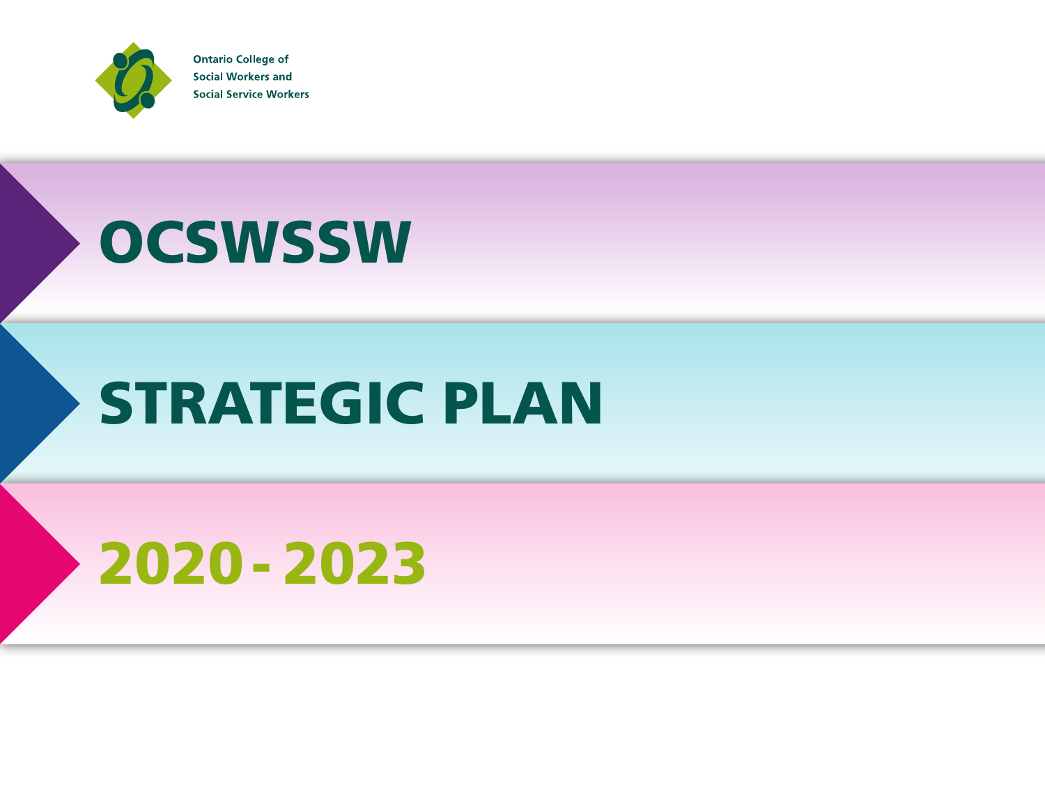Ontario College of
Social Workers and
Social Service Workers

# OCSWSSW

# STRATEGIC PLAN

# 2020 - 2023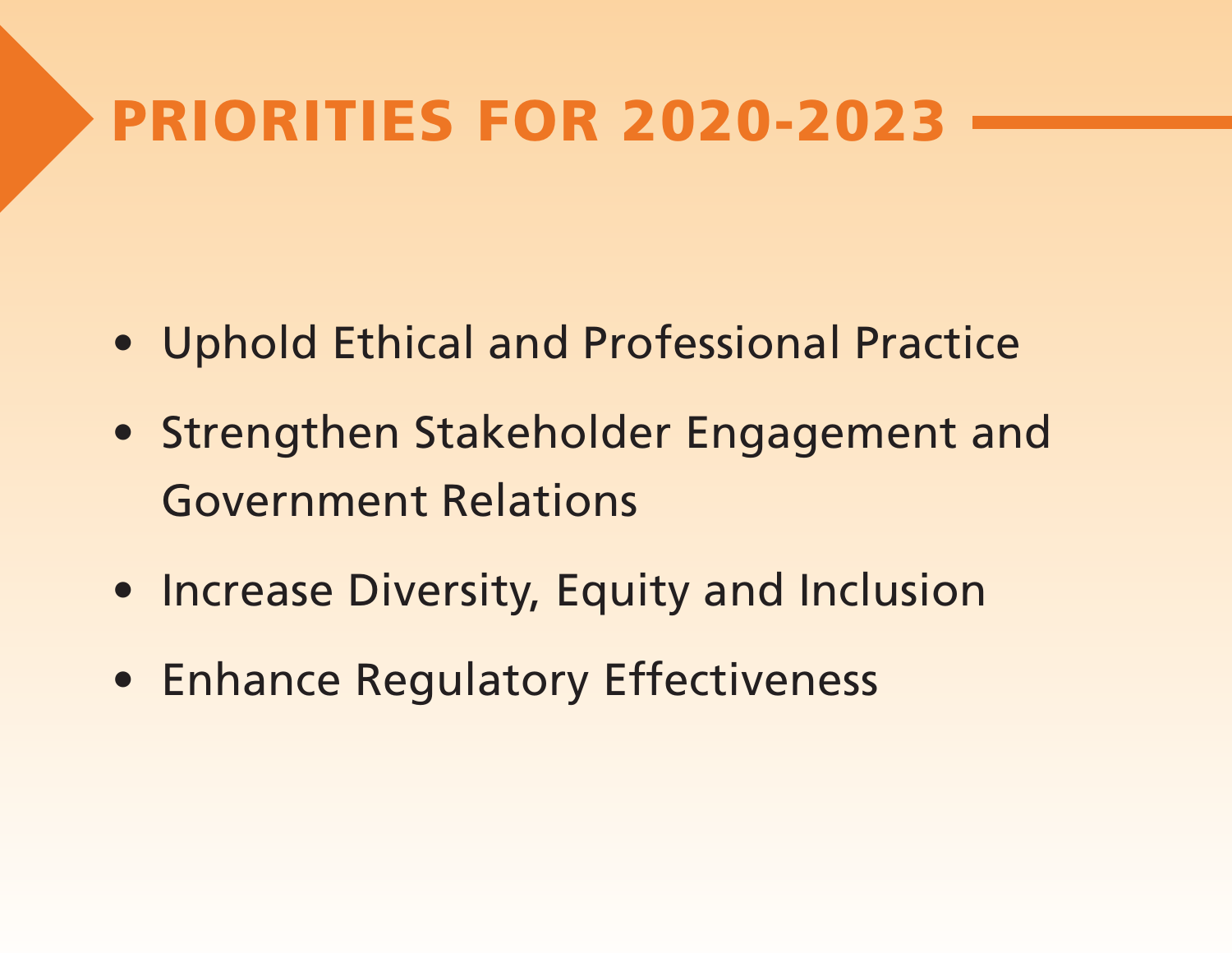# PRIORITIES FOR 2020-2023

- Uphold Ethical and Professional Practice
- Strengthen Stakeholder Engagement and Government Relations
- Increase Diversity, Equity and Inclusion
- Enhance Regulatory Effectiveness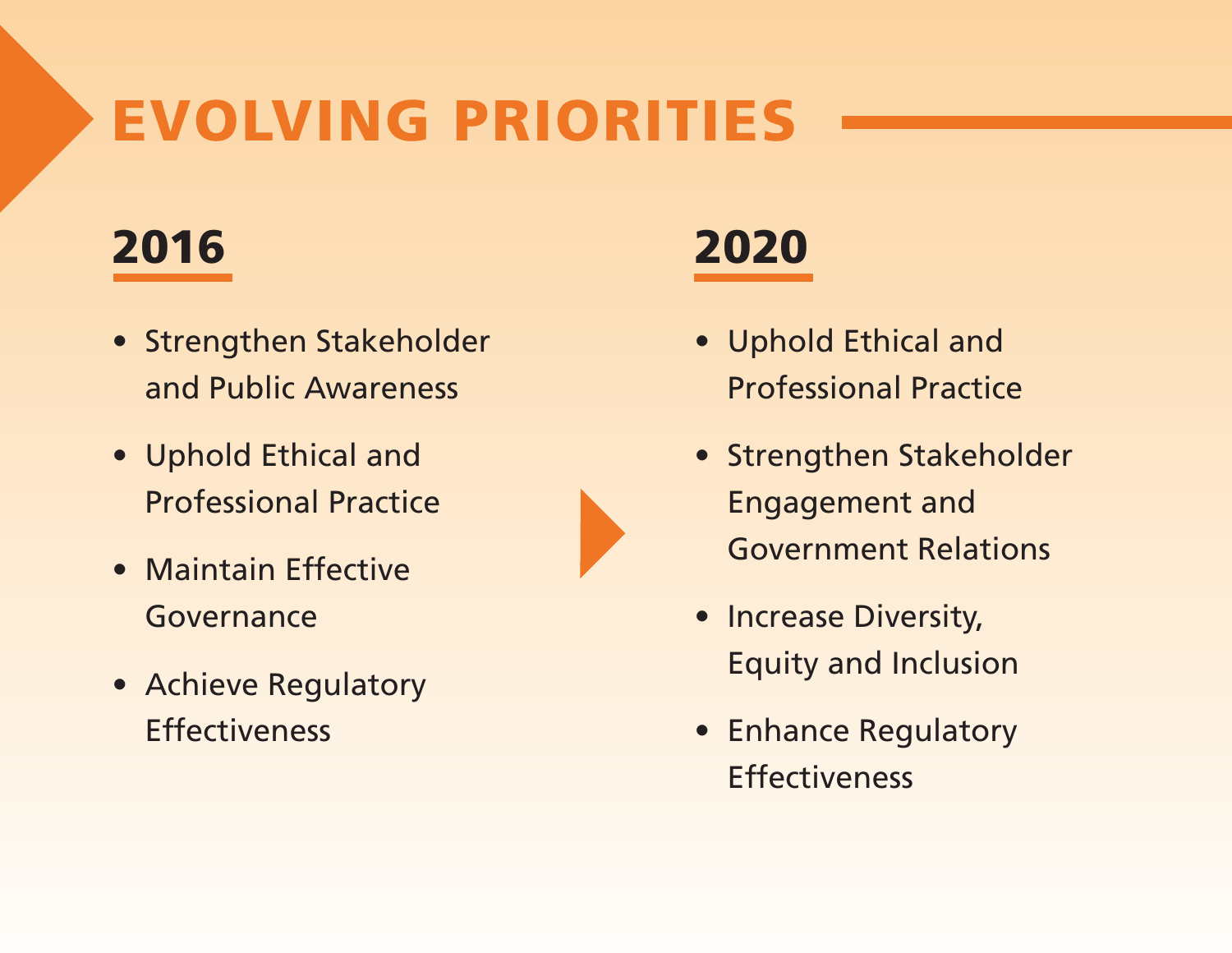# EVOLVING PRIORITIES

## 2016

- Strengthen Stakeholder and Public Awareness
- Uphold Ethical and Professional Practice
- Maintain Effective Governance
- Achieve Regulatory Effectiveness

## 2020

- Uphold Ethical and Professional Practice
- Strengthen Stakeholder Engagement and Government Relations
- Increase Diversity, Equity and Inclusion
- Enhance Regulatory Effectiveness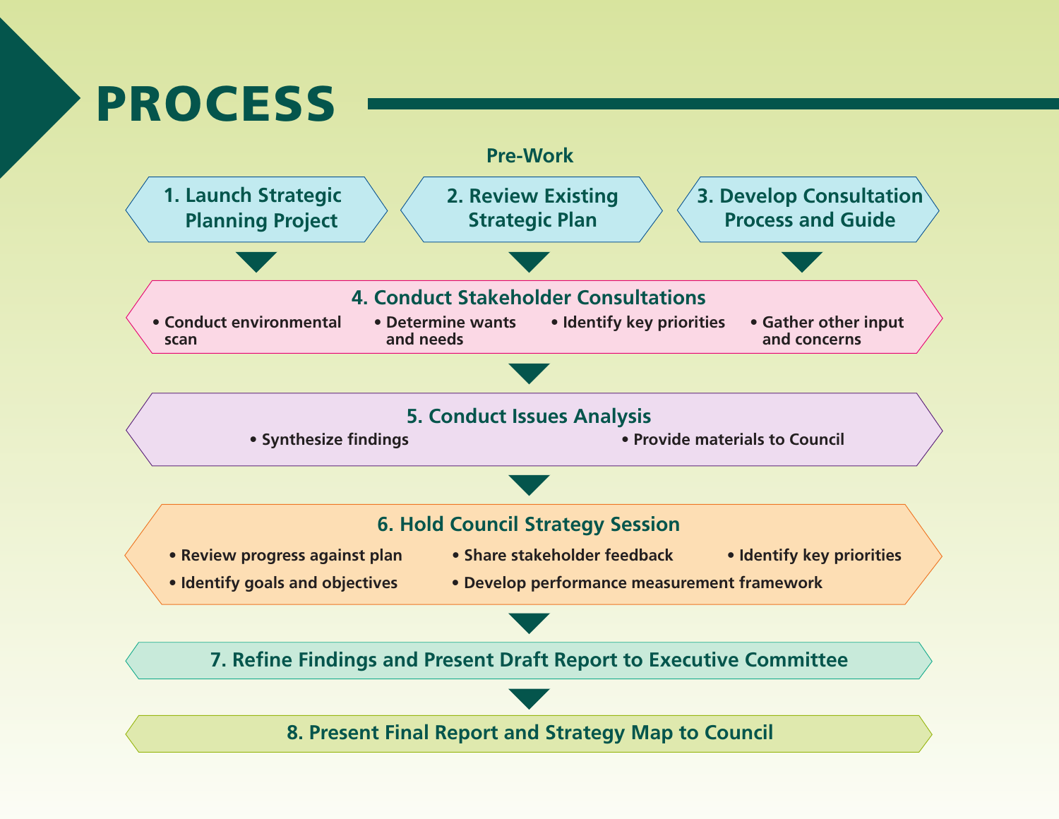# PROCESS

**Pre-Work**

**1. Launch Strategic Planning Project**

**2. Review Existing Strategic Plan**

**3. Develop Consultation Process and Guide**

**4. Conduct Stakeholder Consultations**

- Conduct environmental scan
- Determine wants and needs
- Identify key priorities
- Gather other input and concerns

**5. Conduct Issues Analysis**

- Synthesize findings
- Provide materials to Council

**6. Hold Council Strategy Session**

- Review progress against plan
- Share stakeholder feedback
- Identify key priorities
- Identify goals and objectives
- Develop performance measurement framework

**7. Refine Findings and Present Draft Report to Executive Committee**

**8. Present Final Report and Strategy Map to Council**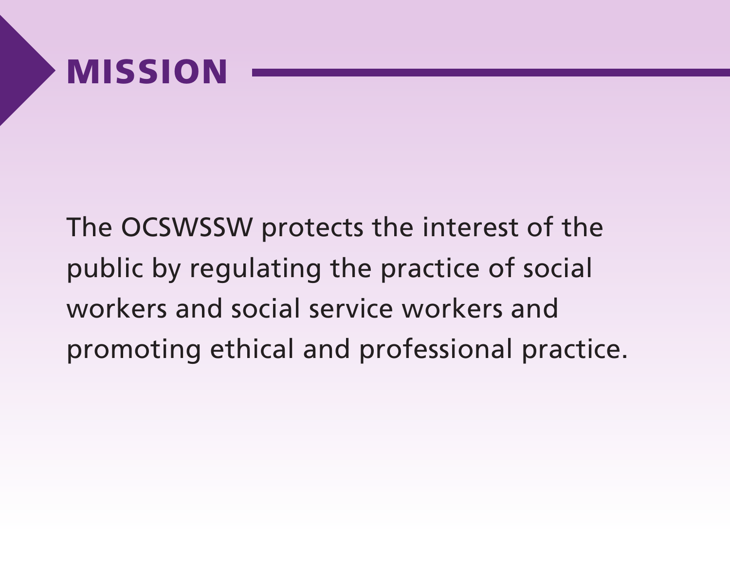# MISSION

The OCSWSSW protects the interest of the public by regulating the practice of social workers and social service workers and promoting ethical and professional practice.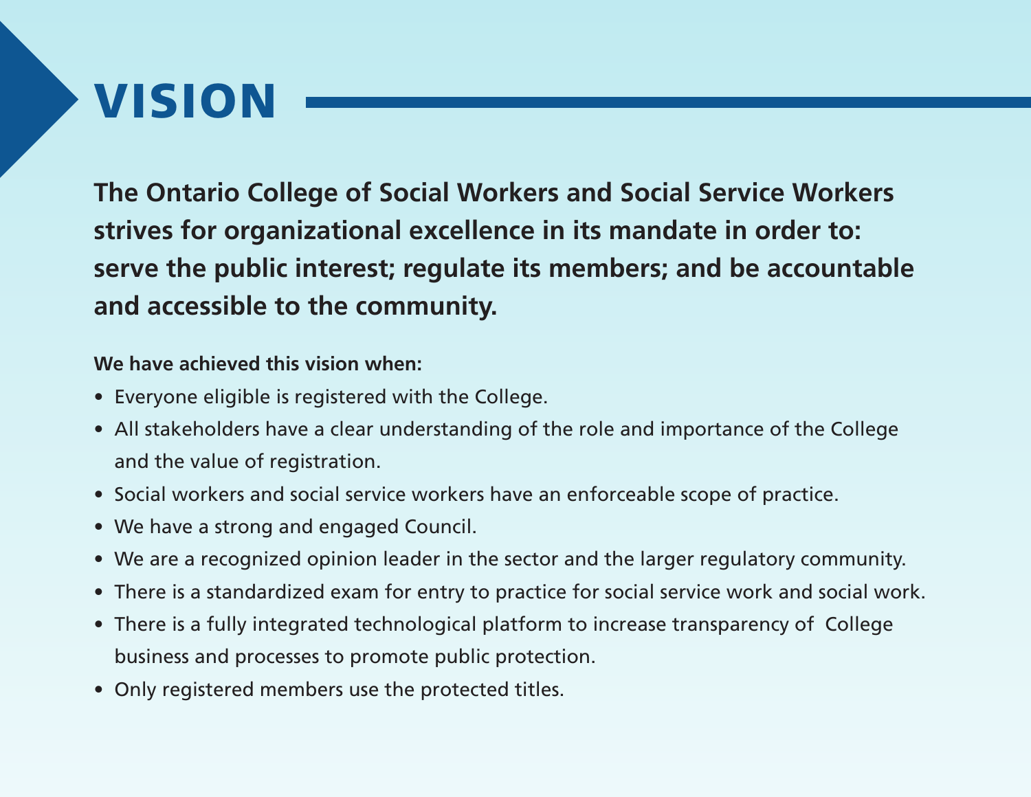# VISION

**The Ontario College of Social Workers and Social Service Workers strives for organizational excellence in its mandate in order to: serve the public interest; regulate its members; and be accountable and accessible to the community.**

**We have achieved this vision when:**

- Everyone eligible is registered with the College.
- All stakeholders have a clear understanding of the role and importance of the College and the value of registration.
- Social workers and social service workers have an enforceable scope of practice.
- We have a strong and engaged Council.
- We are a recognized opinion leader in the sector and the larger regulatory community.
- There is a standardized exam for entry to practice for social service work and social work.
- There is a fully integrated technological platform to increase transparency of College business and processes to promote public protection.
- Only registered members use the protected titles.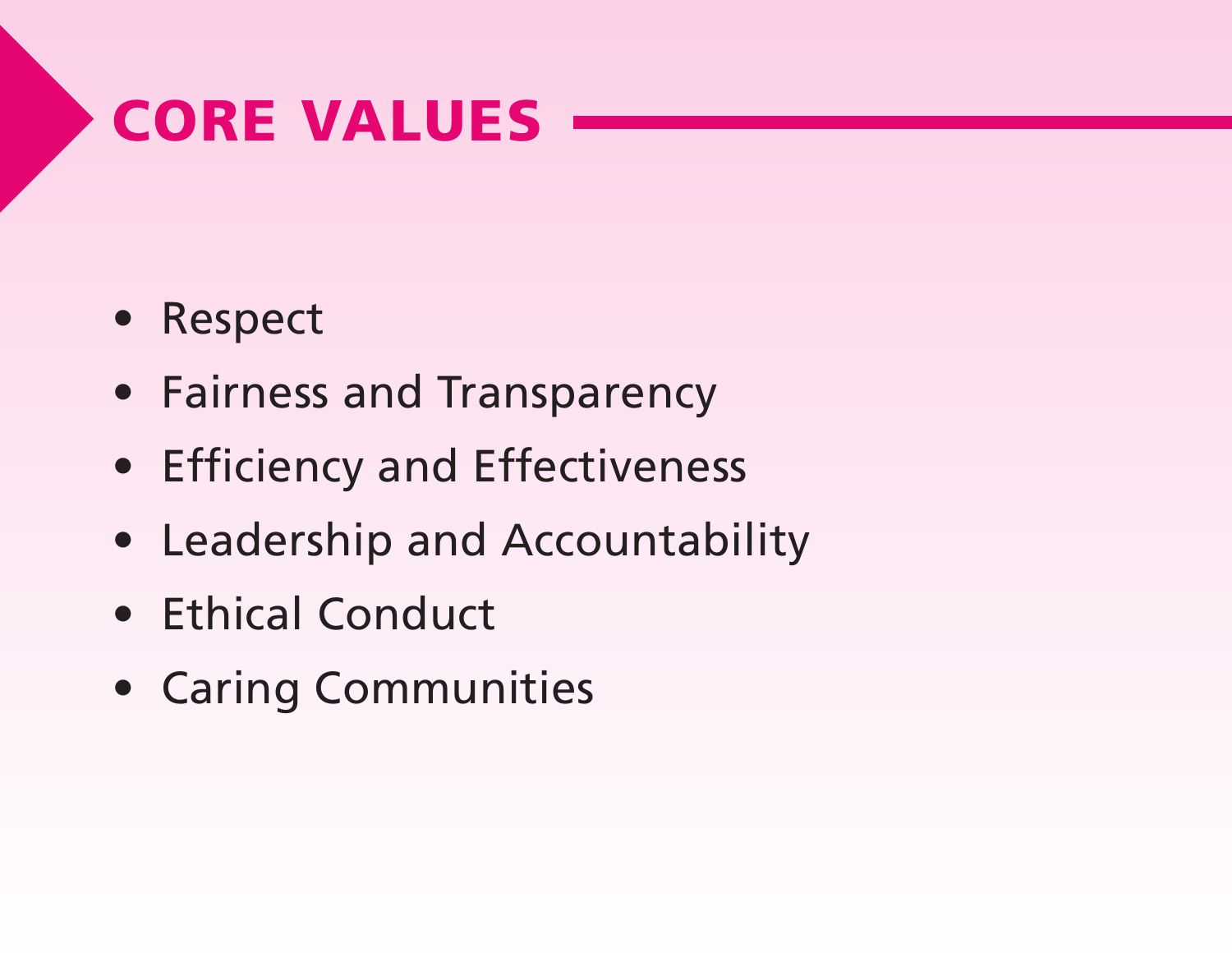# CORE VALUES

- Respect
- Fairness and Transparency
- Efficiency and Effectiveness
- Leadership and Accountability
- Ethical Conduct
- Caring Communities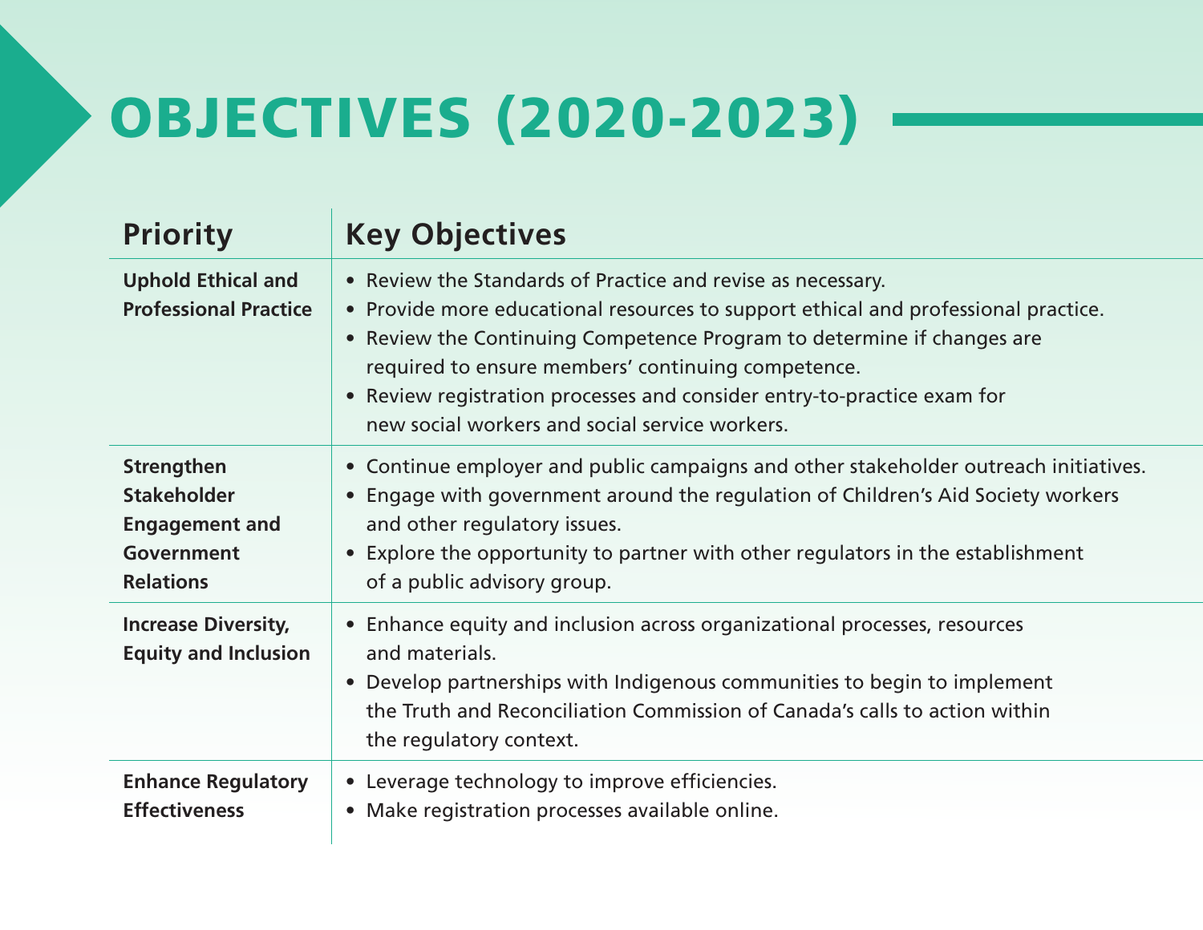# OBJECTIVES (2020-2023)

| Priority | Key Objectives |
|---|---|
| **Uphold Ethical and Professional Practice** | • Review the Standards of Practice and revise as necessary.<br>• Provide more educational resources to support ethical and professional practice.<br>• Review the Continuing Competence Program to determine if changes are required to ensure members' continuing competence.<br>• Review registration processes and consider entry-to-practice exam for new social workers and social service workers. |
| **Strengthen Stakeholder Engagement and Government Relations** | • Continue employer and public campaigns and other stakeholder outreach initiatives.<br>• Engage with government around the regulation of Children's Aid Society workers and other regulatory issues.<br>• Explore the opportunity to partner with other regulators in the establishment of a public advisory group. |
| **Increase Diversity, Equity and Inclusion** | • Enhance equity and inclusion across organizational processes, resources and materials.<br>• Develop partnerships with Indigenous communities to begin to implement the Truth and Reconciliation Commission of Canada's calls to action within the regulatory context. |
| **Enhance Regulatory Effectiveness** | • Leverage technology to improve efficiencies.<br>• Make registration processes available online. |